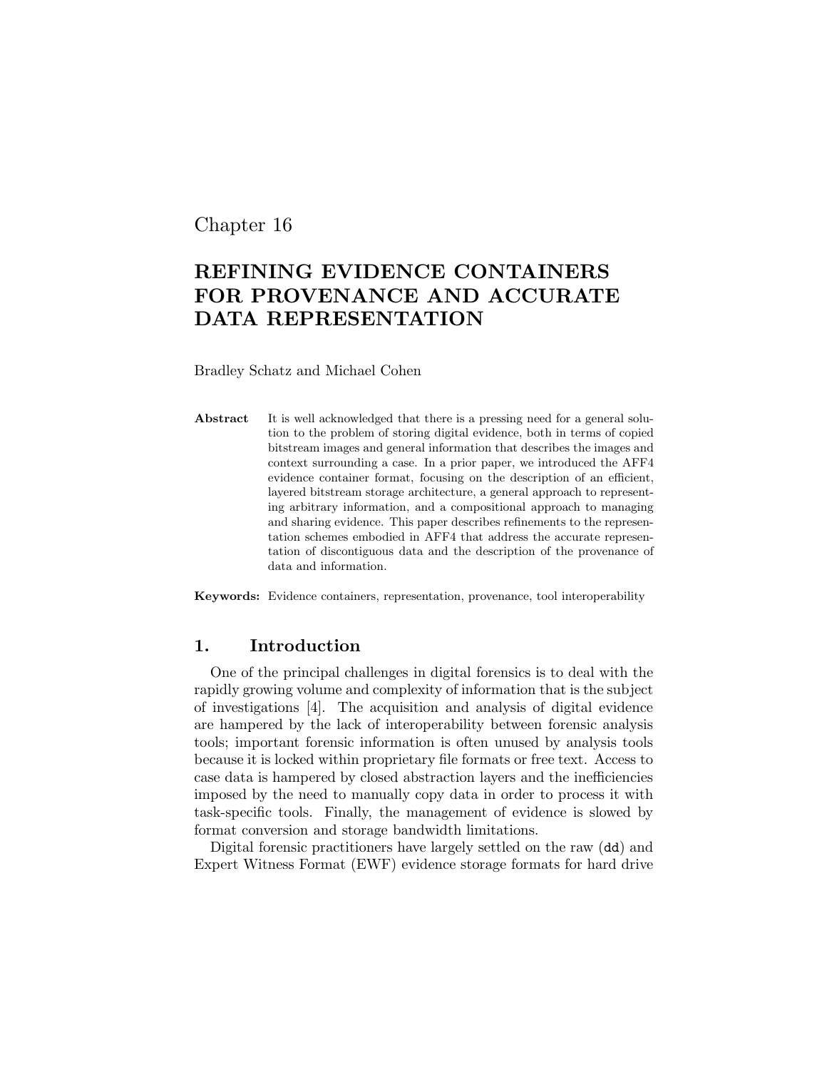Chapter 16

# REFINING EVIDENCE CONTAINERS FOR PROVENANCE AND ACCURATE DATA REPRESENTATION

Bradley Schatz and Michael Cohen

**Abstract** It is well acknowledged that there is a pressing need for a general solution to the problem of storing digital evidence, both in terms of copied bitstream images and general information that describes the images and context surrounding a case. In a prior paper, we introduced the AFF4 evidence container format, focusing on the description of an efficient, layered bitstream storage architecture, a general approach to representing arbitrary information, and a compositional approach to managing and sharing evidence. This paper describes refinements to the representation schemes embodied in AFF4 that address the accurate representation of discontiguous data and the description of the provenance of data and information.

**Keywords:** Evidence containers, representation, provenance, tool interoperability

## 1. Introduction

One of the principal challenges in digital forensics is to deal with the rapidly growing volume and complexity of information that is the subject of investigations [4]. The acquisition and analysis of digital evidence are hampered by the lack of interoperability between forensic analysis tools; important forensic information is often unused by analysis tools because it is locked within proprietary file formats or free text. Access to case data is hampered by closed abstraction layers and the inefficiencies imposed by the need to manually copy data in order to process it with task-specific tools. Finally, the management of evidence is slowed by format conversion and storage bandwidth limitations.

Digital forensic practitioners have largely settled on the raw (`dd`) and Expert Witness Format (EWF) evidence storage formats for hard drive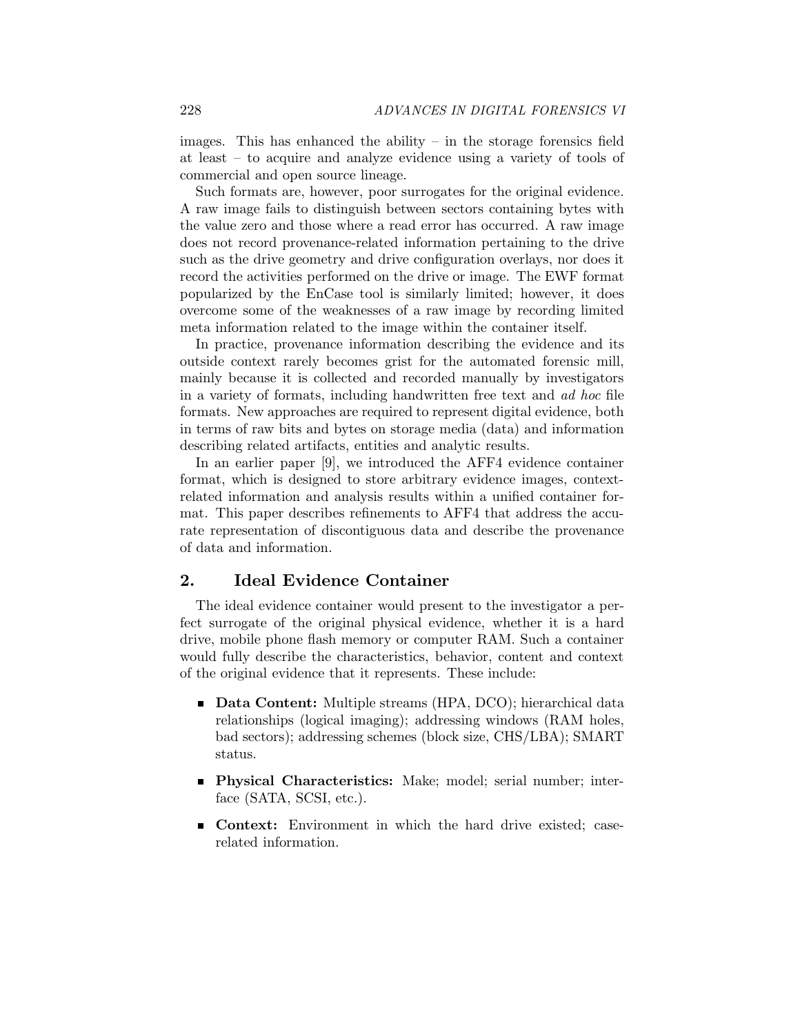images. This has enhanced the ability – in the storage forensics field at least – to acquire and analyze evidence using a variety of tools of commercial and open source lineage.

Such formats are, however, poor surrogates for the original evidence. A raw image fails to distinguish between sectors containing bytes with the value zero and those where a read error has occurred. A raw image does not record provenance-related information pertaining to the drive such as the drive geometry and drive configuration overlays, nor does it record the activities performed on the drive or image. The EWF format popularized by the EnCase tool is similarly limited; however, it does overcome some of the weaknesses of a raw image by recording limited meta information related to the image within the container itself.

In practice, provenance information describing the evidence and its outside context rarely becomes grist for the automated forensic mill, mainly because it is collected and recorded manually by investigators in a variety of formats, including handwritten free text and *ad hoc* file formats. New approaches are required to represent digital evidence, both in terms of raw bits and bytes on storage media (data) and information describing related artifacts, entities and analytic results.

In an earlier paper [9], we introduced the AFF4 evidence container format, which is designed to store arbitrary evidence images, context-related information and analysis results within a unified container format. This paper describes refinements to AFF4 that address the accurate representation of discontiguous data and describe the provenance of data and information.

## 2. Ideal Evidence Container

The ideal evidence container would present to the investigator a perfect surrogate of the original physical evidence, whether it is a hard drive, mobile phone flash memory or computer RAM. Such a container would fully describe the characteristics, behavior, content and context of the original evidence that it represents. These include:

- **Data Content:** Multiple streams (HPA, DCO); hierarchical data relationships (logical imaging); addressing windows (RAM holes, bad sectors); addressing schemes (block size, CHS/LBA); SMART status.
- **Physical Characteristics:** Make; model; serial number; interface (SATA, SCSI, etc.).
- **Context:** Environment in which the hard drive existed; case-related information.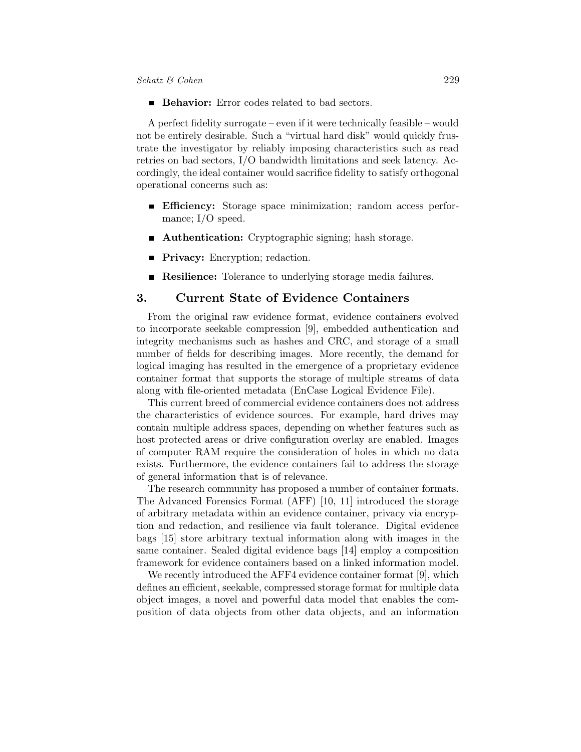- **Behavior:** Error codes related to bad sectors.

A perfect fidelity surrogate – even if it were technically feasible – would not be entirely desirable. Such a "virtual hard disk" would quickly frustrate the investigator by reliably imposing characteristics such as read retries on bad sectors, I/O bandwidth limitations and seek latency. Accordingly, the ideal container would sacrifice fidelity to satisfy orthogonal operational concerns such as:

- **Efficiency:** Storage space minimization; random access performance; I/O speed.
- **Authentication:** Cryptographic signing; hash storage.
- **Privacy:** Encryption; redaction.
- **Resilience:** Tolerance to underlying storage media failures.

## 3. Current State of Evidence Containers

From the original raw evidence format, evidence containers evolved to incorporate seekable compression [9], embedded authentication and integrity mechanisms such as hashes and CRC, and storage of a small number of fields for describing images. More recently, the demand for logical imaging has resulted in the emergence of a proprietary evidence container format that supports the storage of multiple streams of data along with file-oriented metadata (EnCase Logical Evidence File).

This current breed of commercial evidence containers does not address the characteristics of evidence sources. For example, hard drives may contain multiple address spaces, depending on whether features such as host protected areas or drive configuration overlay are enabled. Images of computer RAM require the consideration of holes in which no data exists. Furthermore, the evidence containers fail to address the storage of general information that is of relevance.

The research community has proposed a number of container formats. The Advanced Forensics Format (AFF) [10, 11] introduced the storage of arbitrary metadata within an evidence container, privacy via encryption and redaction, and resilience via fault tolerance. Digital evidence bags [15] store arbitrary textual information along with images in the same container. Sealed digital evidence bags [14] employ a composition framework for evidence containers based on a linked information model.

We recently introduced the AFF4 evidence container format [9], which defines an efficient, seekable, compressed storage format for multiple data object images, a novel and powerful data model that enables the composition of data objects from other data objects, and an information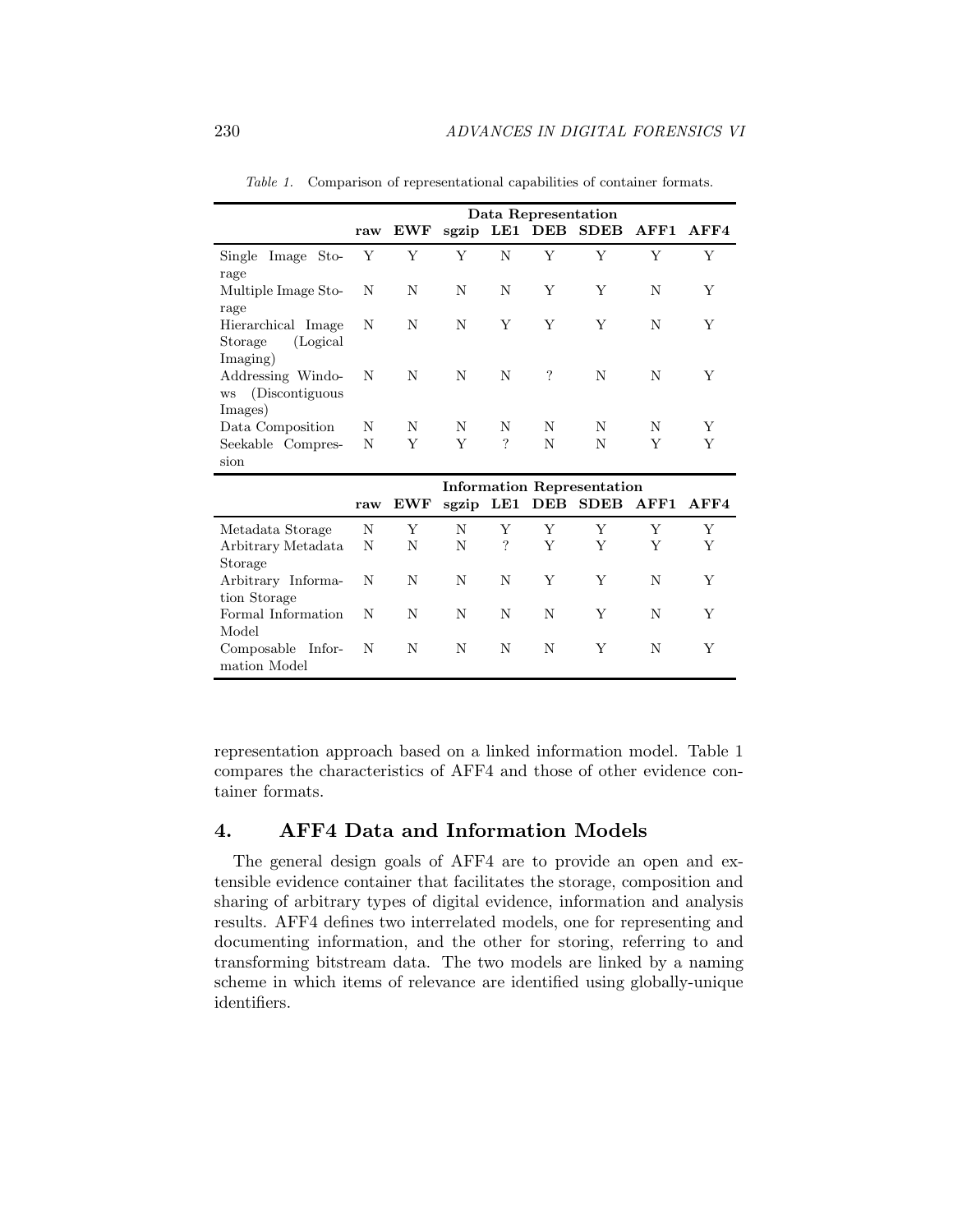*Table 1.* Comparison of representational capabilities of container formats.

| | raw | EWF | sgzip | LE1 | DEB | SDEB | AFF1 | AFF4 |
|---|---|---|---|---|---|---|---|---|
| | **Data Representation** | | | | | | | |
| Single Image Storage | Y | Y | Y | N | Y | Y | Y | Y |
| Multiple Image Storage | N | N | N | N | Y | Y | N | Y |
| Hierarchical Image Storage (Logical Imaging) | N | N | N | Y | Y | Y | N | Y |
| Addressing Windows (Discontiguous Images) | N | N | N | N | ? | N | N | Y |
| Data Composition | N | N | N | N | N | N | N | Y |
| Seekable Compression | N | Y | Y | ? | N | N | Y | Y |
| | **Information Representation** | | | | | | | |
| Metadata Storage | N | Y | N | Y | Y | Y | Y | Y |
| Arbitrary Metadata Storage | N | N | N | ? | Y | Y | Y | Y |
| Arbitrary Information Storage | N | N | N | N | Y | Y | N | Y |
| Formal Information Model | N | N | N | N | N | Y | N | Y |
| Composable Information Model | N | N | N | N | N | Y | N | Y |

representation approach based on a linked information model. Table 1 compares the characteristics of AFF4 and those of other evidence container formats.

## 4. AFF4 Data and Information Models

The general design goals of AFF4 are to provide an open and extensible evidence container that facilitates the storage, composition and sharing of arbitrary types of digital evidence, information and analysis results. AFF4 defines two interrelated models, one for representing and documenting information, and the other for storing, referring to and transforming bitstream data. The two models are linked by a naming scheme in which items of relevance are identified using globally-unique identifiers.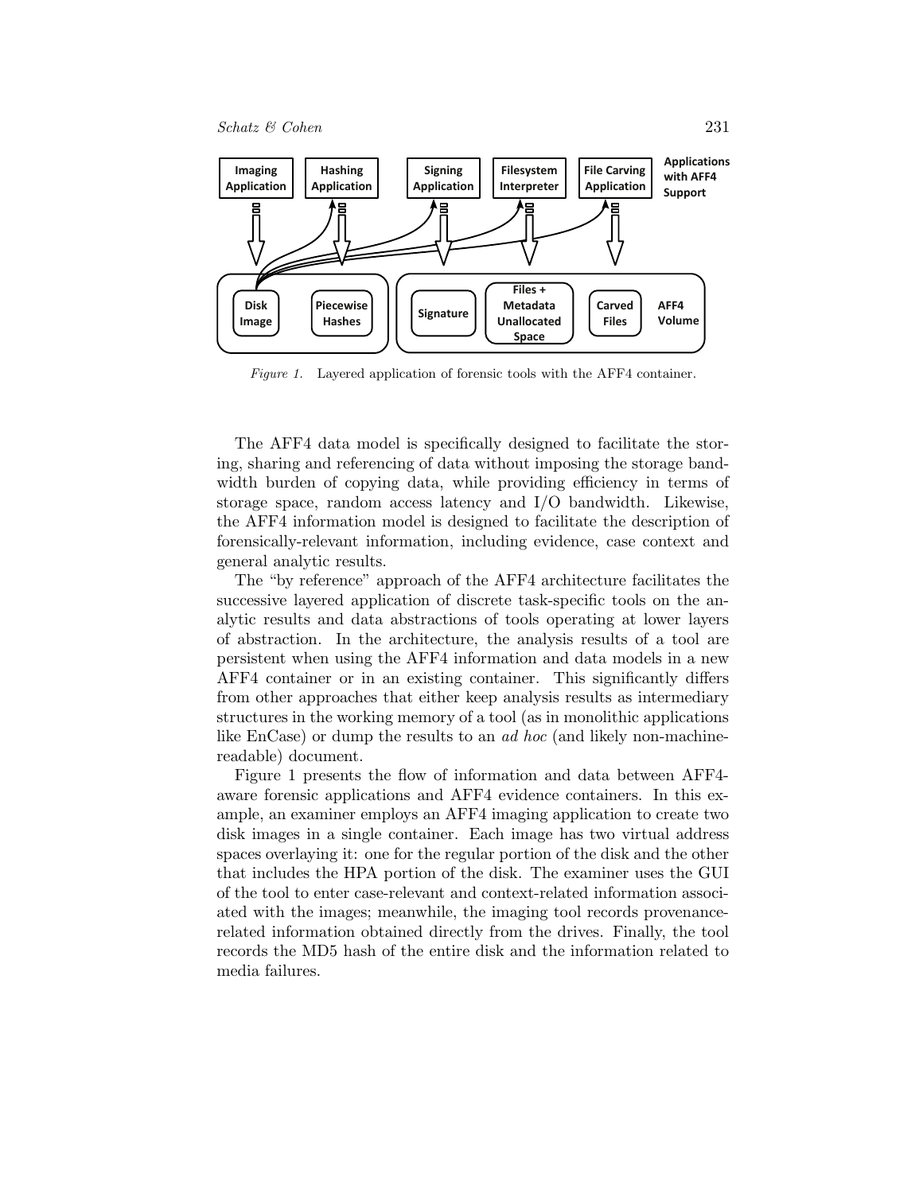*Figure 1.* Layered application of forensic tools with the AFF4 container.

The AFF4 data model is specifically designed to facilitate the storing, sharing and referencing of data without imposing the storage bandwidth burden of copying data, while providing efficiency in terms of storage space, random access latency and I/O bandwidth. Likewise, the AFF4 information model is designed to facilitate the description of forensically-relevant information, including evidence, case context and general analytic results.

The "by reference" approach of the AFF4 architecture facilitates the successive layered application of discrete task-specific tools on the analytic results and data abstractions of tools operating at lower layers of abstraction. In the architecture, the analysis results of a tool are persistent when using the AFF4 information and data models in a new AFF4 container or in an existing container. This significantly differs from other approaches that either keep analysis results as intermediary structures in the working memory of a tool (as in monolithic applications like EnCase) or dump the results to an *ad hoc* (and likely non-machine-readable) document.

Figure 1 presents the flow of information and data between AFF4-aware forensic applications and AFF4 evidence containers. In this example, an examiner employs an AFF4 imaging application to create two disk images in a single container. Each image has two virtual address spaces overlaying it: one for the regular portion of the disk and the other that includes the HPA portion of the disk. The examiner uses the GUI of the tool to enter case-relevant and context-related information associated with the images; meanwhile, the imaging tool records provenance-related information obtained directly from the drives. Finally, the tool records the MD5 hash of the entire disk and the information related to media failures.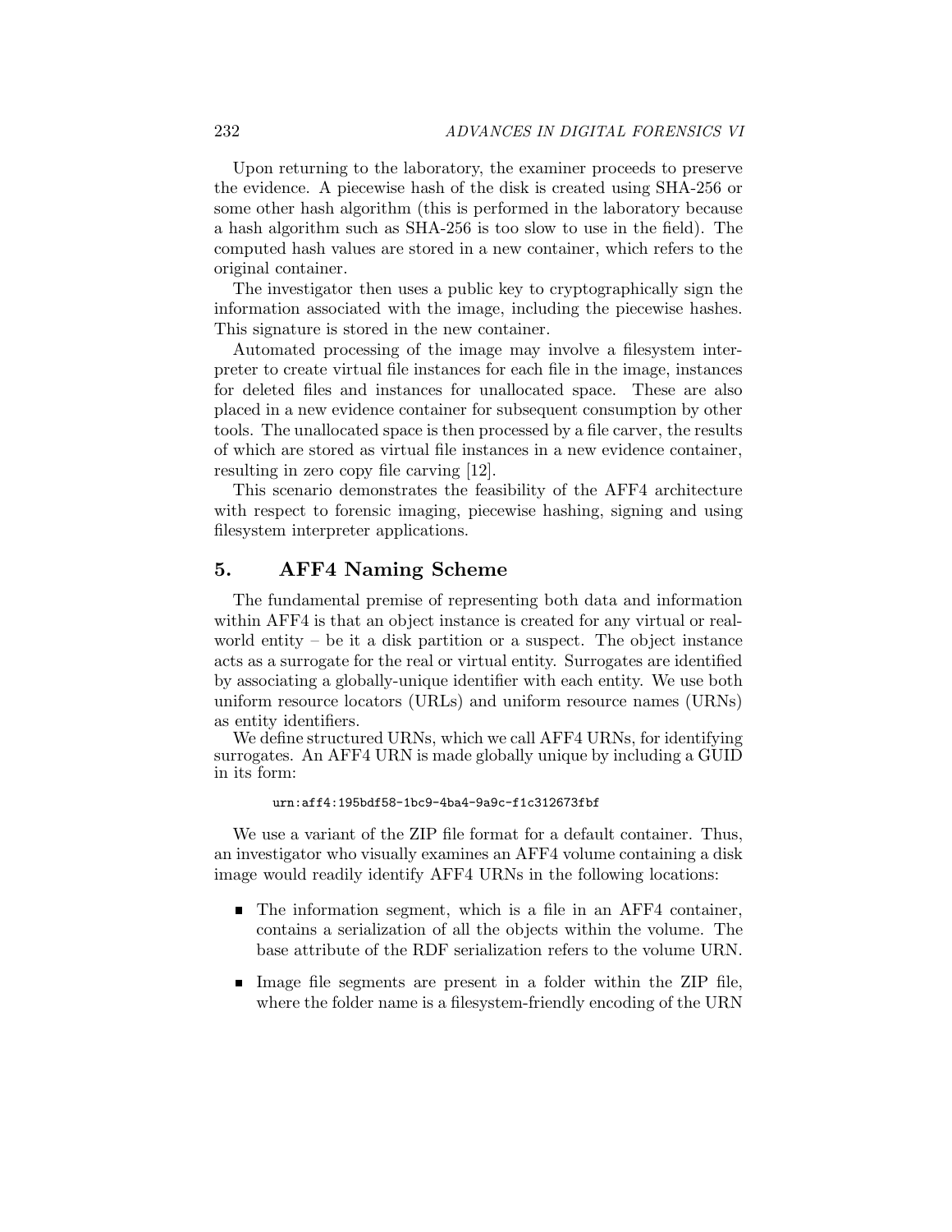Upon returning to the laboratory, the examiner proceeds to preserve the evidence. A piecewise hash of the disk is created using SHA-256 or some other hash algorithm (this is performed in the laboratory because a hash algorithm such as SHA-256 is too slow to use in the field). The computed hash values are stored in a new container, which refers to the original container.

The investigator then uses a public key to cryptographically sign the information associated with the image, including the piecewise hashes. This signature is stored in the new container.

Automated processing of the image may involve a filesystem interpreter to create virtual file instances for each file in the image, instances for deleted files and instances for unallocated space. These are also placed in a new evidence container for subsequent consumption by other tools. The unallocated space is then processed by a file carver, the results of which are stored as virtual file instances in a new evidence container, resulting in zero copy file carving [12].

This scenario demonstrates the feasibility of the AFF4 architecture with respect to forensic imaging, piecewise hashing, signing and using filesystem interpreter applications.

## 5. AFF4 Naming Scheme

The fundamental premise of representing both data and information within AFF4 is that an object instance is created for any virtual or real-world entity – be it a disk partition or a suspect. The object instance acts as a surrogate for the real or virtual entity. Surrogates are identified by associating a globally-unique identifier with each entity. We use both uniform resource locators (URLs) and uniform resource names (URNs) as entity identifiers.

We define structured URNs, which we call AFF4 URNs, for identifying surrogates. An AFF4 URN is made globally unique by including a GUID in its form:

```
urn:aff4:195bdf58-1bc9-4ba4-9a9c-f1c312673fbf
```

We use a variant of the ZIP file format for a default container. Thus, an investigator who visually examines an AFF4 volume containing a disk image would readily identify AFF4 URNs in the following locations:

- The information segment, which is a file in an AFF4 container, contains a serialization of all the objects within the volume. The base attribute of the RDF serialization refers to the volume URN.
- Image file segments are present in a folder within the ZIP file, where the folder name is a filesystem-friendly encoding of the URN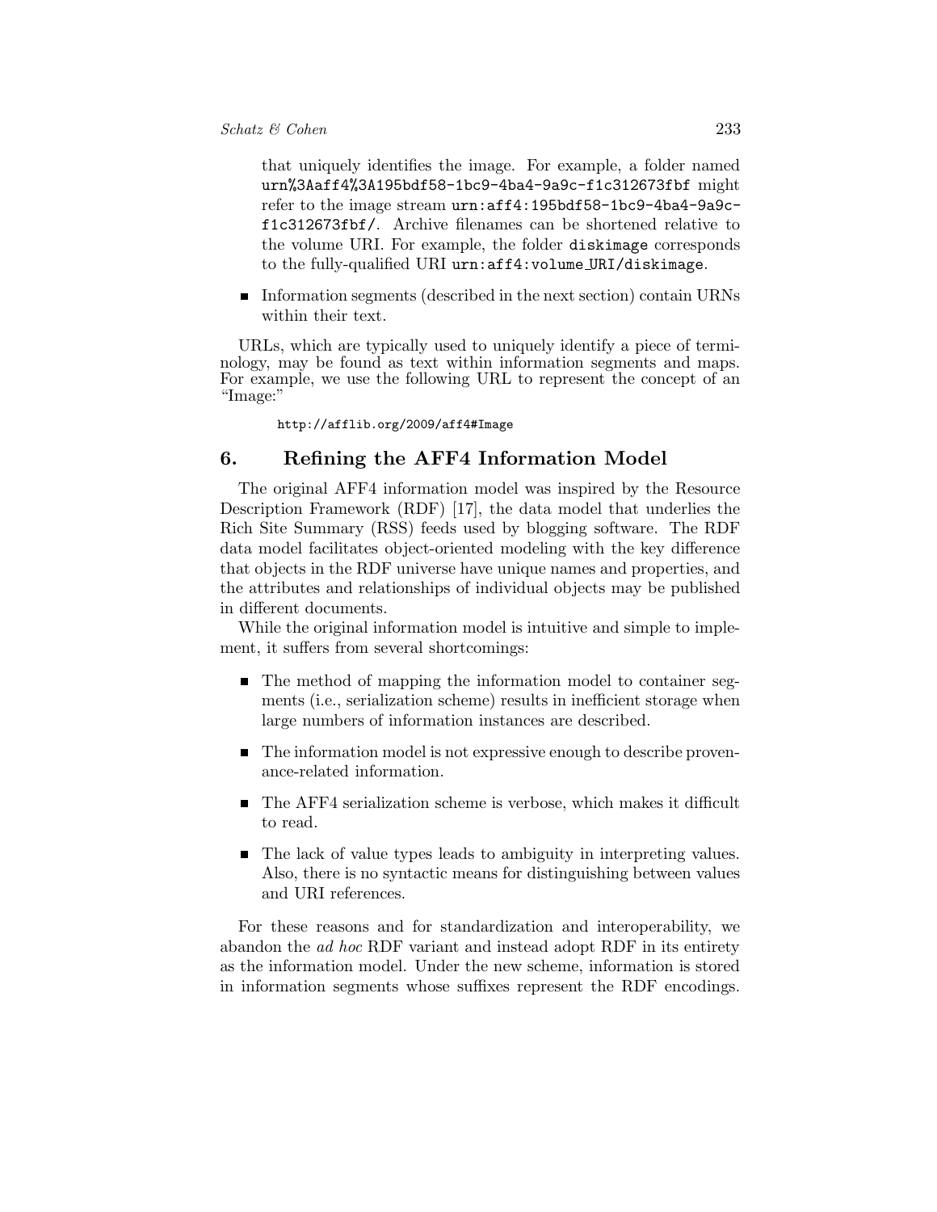that uniquely identifies the image. For example, a folder named `urn%3Aaff4%3A195bdf58-1bc9-4ba4-9a9c-f1c312673fbf` might refer to the image stream `urn:aff4:195bdf58-1bc9-4ba4-9a9c-f1c312673fbf/`. Archive filenames can be shortened relative to the volume URI. For example, the folder `diskimage` corresponds to the fully-qualified URI `urn:aff4:volume_URI/diskimage`.

- Information segments (described in the next section) contain URNs within their text.

URLs, which are typically used to uniquely identify a piece of terminology, may be found as text within information segments and maps. For example, we use the following URL to represent the concept of an "Image:"

```
http://afflib.org/2009/aff4#Image
```

## 6. Refining the AFF4 Information Model

The original AFF4 information model was inspired by the Resource Description Framework (RDF) [17], the data model that underlies the Rich Site Summary (RSS) feeds used by blogging software. The RDF data model facilitates object-oriented modeling with the key difference that objects in the RDF universe have unique names and properties, and the attributes and relationships of individual objects may be published in different documents.

While the original information model is intuitive and simple to implement, it suffers from several shortcomings:

- The method of mapping the information model to container segments (i.e., serialization scheme) results in inefficient storage when large numbers of information instances are described.

- The information model is not expressive enough to describe provenance-related information.

- The AFF4 serialization scheme is verbose, which makes it difficult to read.

- The lack of value types leads to ambiguity in interpreting values. Also, there is no syntactic means for distinguishing between values and URI references.

For these reasons and for standardization and interoperability, we abandon the *ad hoc* RDF variant and instead adopt RDF in its entirety as the information model. Under the new scheme, information is stored in information segments whose suffixes represent the RDF encodings.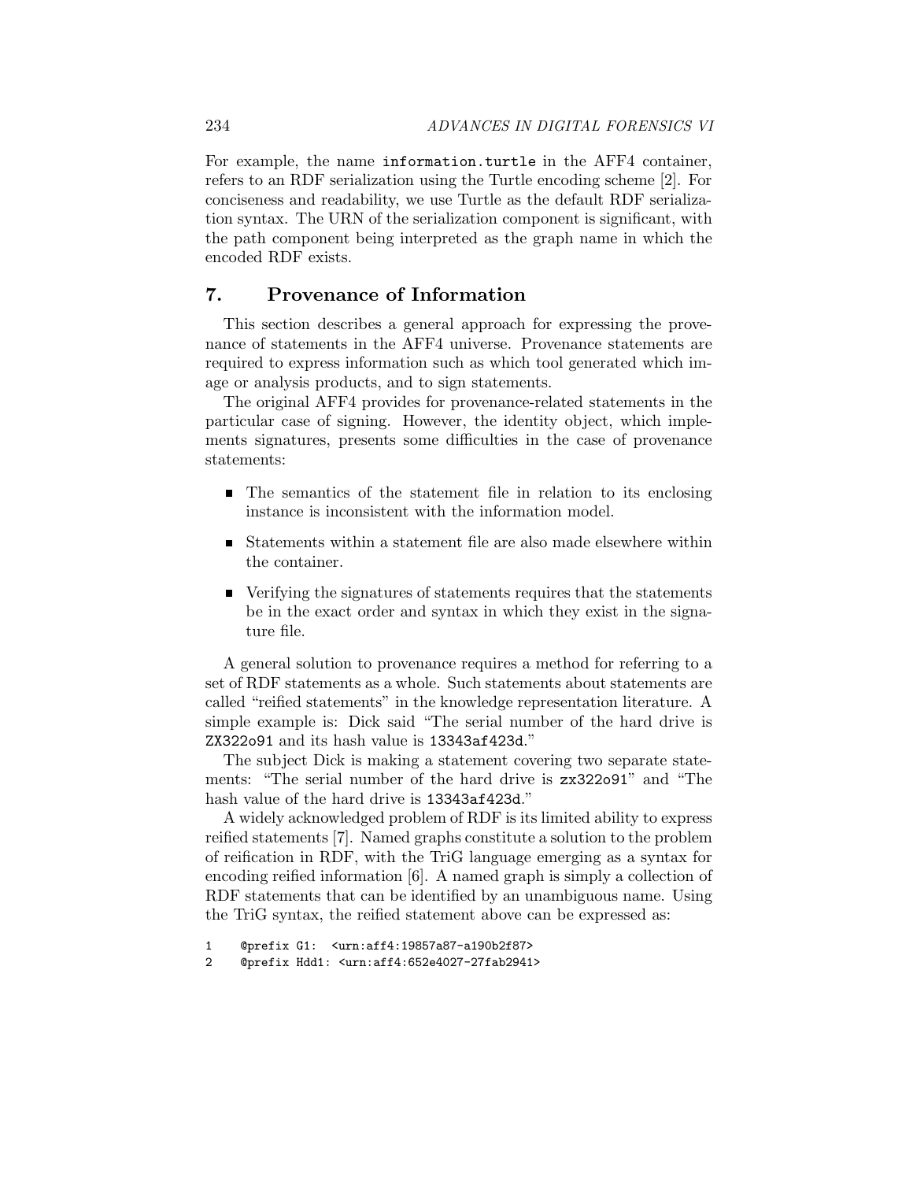For example, the name `information.turtle` in the AFF4 container, refers to an RDF serialization using the Turtle encoding scheme [2]. For conciseness and readability, we use Turtle as the default RDF serialization syntax. The URN of the serialization component is significant, with the path component being interpreted as the graph name in which the encoded RDF exists.

## 7. Provenance of Information

This section describes a general approach for expressing the provenance of statements in the AFF4 universe. Provenance statements are required to express information such as which tool generated which image or analysis products, and to sign statements.

The original AFF4 provides for provenance-related statements in the particular case of signing. However, the identity object, which implements signatures, presents some difficulties in the case of provenance statements:

- The semantics of the statement file in relation to its enclosing instance is inconsistent with the information model.
- Statements within a statement file are also made elsewhere within the container.
- Verifying the signatures of statements requires that the statements be in the exact order and syntax in which they exist in the signature file.

A general solution to provenance requires a method for referring to a set of RDF statements as a whole. Such statements about statements are called "reified statements" in the knowledge representation literature. A simple example is: Dick said "The serial number of the hard drive is `ZX322o91` and its hash value is `13343af423d`."

The subject Dick is making a statement covering two separate statements: "The serial number of the hard drive is `zx322o91`" and "The hash value of the hard drive is `13343af423d`."

A widely acknowledged problem of RDF is its limited ability to express reified statements [7]. Named graphs constitute a solution to the problem of reification in RDF, with the TriG language emerging as a syntax for encoding reified information [6]. A named graph is simply a collection of RDF statements that can be identified by an unambiguous name. Using the TriG syntax, the reified statement above can be expressed as:

```
1    @prefix G1:  <urn:aff4:19857a87-a190b2f87>
2    @prefix Hdd1: <urn:aff4:652e4027-27fab2941>
```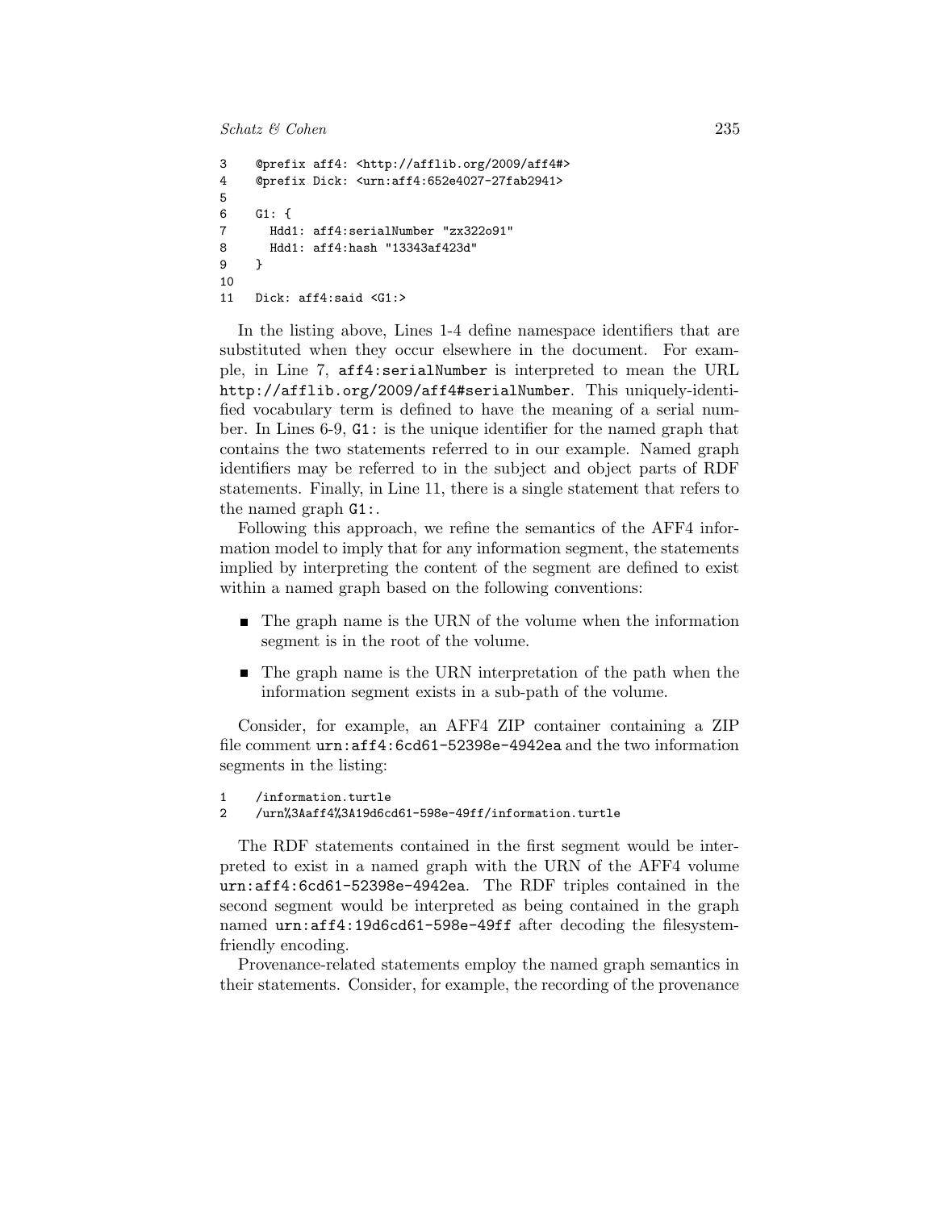```
3    @prefix aff4: <http://afflib.org/2009/aff4#>
4    @prefix Dick: <urn:aff4:652e4027-27fab2941>
5
6    G1: {
7      Hdd1: aff4:serialNumber "zx322o91"
8      Hdd1: aff4:hash "13343af423d"
9    }
10
11   Dick: aff4:said <G1:>
```

In the listing above, Lines 1-4 define namespace identifiers that are substituted when they occur elsewhere in the document. For example, in Line 7, `aff4:serialNumber` is interpreted to mean the URL `http://afflib.org/2009/aff4#serialNumber`. This uniquely-identified vocabulary term is defined to have the meaning of a serial number. In Lines 6-9, `G1:` is the unique identifier for the named graph that contains the two statements referred to in our example. Named graph identifiers may be referred to in the subject and object parts of RDF statements. Finally, in Line 11, there is a single statement that refers to the named graph `G1:`.

Following this approach, we refine the semantics of the AFF4 information model to imply that for any information segment, the statements implied by interpreting the content of the segment are defined to exist within a named graph based on the following conventions:

- The graph name is the URN of the volume when the information segment is in the root of the volume.
- The graph name is the URN interpretation of the path when the information segment exists in a sub-path of the volume.

Consider, for example, an AFF4 ZIP container containing a ZIP file comment `urn:aff4:6cd61-52398e-4942ea` and the two information segments in the listing:

```
1    /information.turtle
2    /urn%3Aaff4%3A19d6cd61-598e-49ff/information.turtle
```

The RDF statements contained in the first segment would be interpreted to exist in a named graph with the URN of the AFF4 volume `urn:aff4:6cd61-52398e-4942ea`. The RDF triples contained in the second segment would be interpreted as being contained in the graph named `urn:aff4:19d6cd61-598e-49ff` after decoding the filesystem-friendly encoding.

Provenance-related statements employ the named graph semantics in their statements. Consider, for example, the recording of the provenance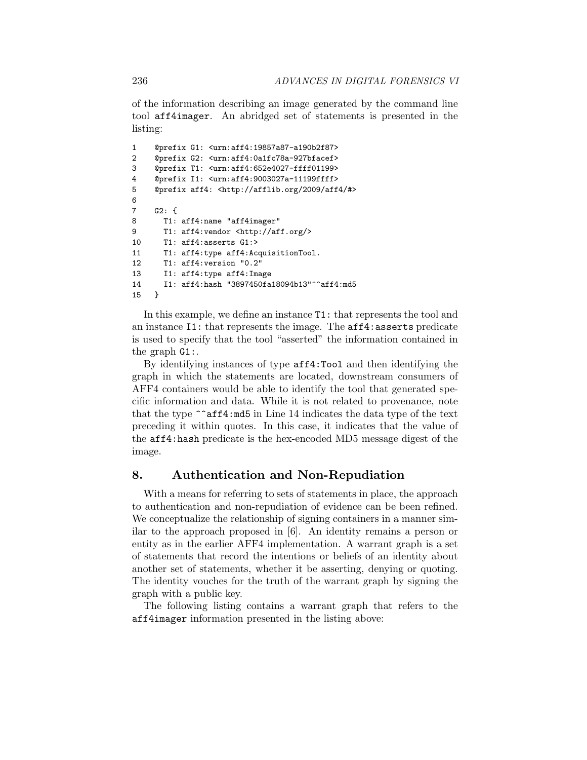of the information describing an image generated by the command line tool `aff4imager`. An abridged set of statements is presented in the listing:

```
1    @prefix G1: <urn:aff4:19857a87-a190b2f87>
2    @prefix G2: <urn:aff4:0a1fc78a-927bfacef>
3    @prefix T1: <urn:aff4:652e4027-ffff01199>
4    @prefix I1: <urn:aff4:9003027a-11199ffff>
5    @prefix aff4: <http://afflib.org/2009/aff4/#>
6
7    G2: {
8      T1: aff4:name "aff4imager"
9      T1: aff4:vendor <http://aff.org/>
10     T1: aff4:asserts G1:>
11     T1: aff4:type aff4:AcquisitionTool.
12     T1: aff4:version "0.2"
13     I1: aff4:type aff4:Image
14     I1: aff4:hash "3897450fa18094b13"^^aff4:md5
15   }
```

In this example, we define an instance `T1:` that represents the tool and an instance `I1:` that represents the image. The `aff4:asserts` predicate is used to specify that the tool "asserted" the information contained in the graph `G1:`.

By identifying instances of type `aff4:Tool` and then identifying the graph in which the statements are located, downstream consumers of AFF4 containers would be able to identify the tool that generated specific information and data. While it is not related to provenance, note that the type `^^aff4:md5` in Line 14 indicates the data type of the text preceding it within quotes. In this case, it indicates that the value of the `aff4:hash` predicate is the hex-encoded MD5 message digest of the image.

## 8. Authentication and Non-Repudiation

With a means for referring to sets of statements in place, the approach to authentication and non-repudiation of evidence can be been refined. We conceptualize the relationship of signing containers in a manner similar to the approach proposed in [6]. An identity remains a person or entity as in the earlier AFF4 implementation. A warrant graph is a set of statements that record the intentions or beliefs of an identity about another set of statements, whether it be asserting, denying or quoting. The identity vouches for the truth of the warrant graph by signing the graph with a public key.

The following listing contains a warrant graph that refers to the `aff4imager` information presented in the listing above: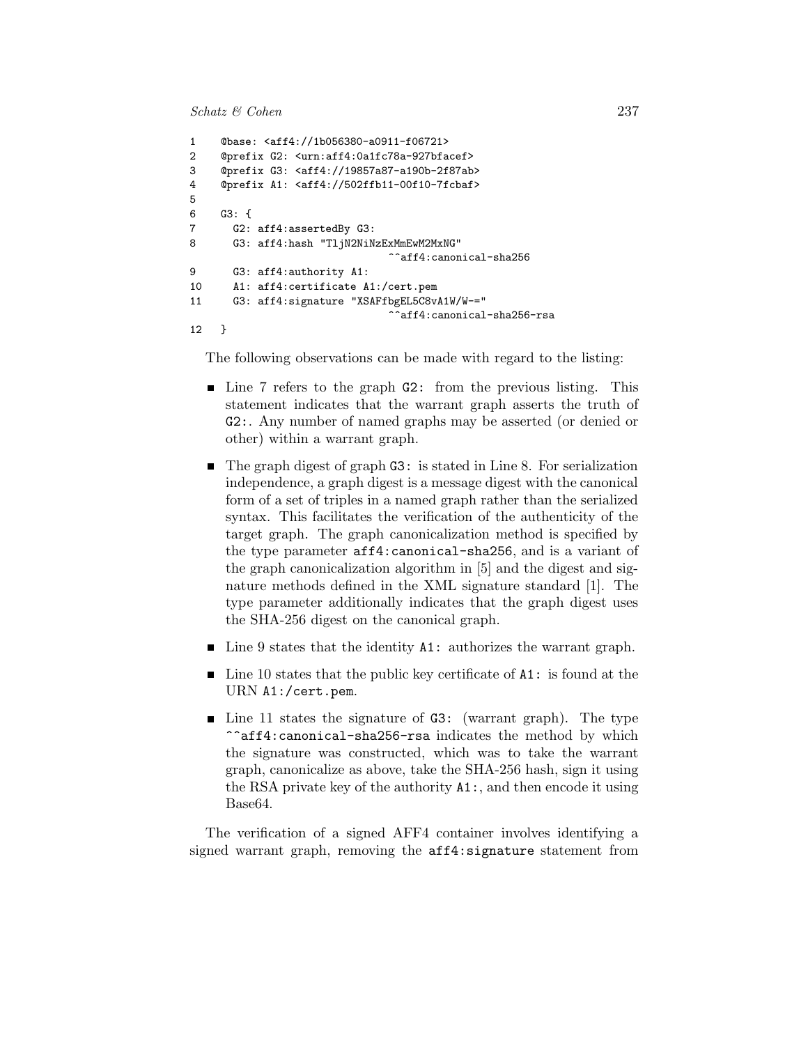```
1    @base: <aff4://1b056380-a0911-f06721>
2    @prefix G2: <urn:aff4:0a1fc78a-927bfacef>
3    @prefix G3: <aff4://19857a87-a190b-2f87ab>
4    @prefix A1: <aff4://502ffb11-00f10-7fcbaf>
5
6    G3: {
7      G2: aff4:assertedBy G3:
8      G3: aff4:hash "TljN2NiNzExMmEwM2MxNG"
                               ^^aff4:canonical-sha256
9      G3: aff4:authority A1:
10     A1: aff4:certificate A1:/cert.pem
11     G3: aff4:signature "XSAFfbgEL5C8vA1W/W-="
                               ^^aff4:canonical-sha256-rsa
12   }
```

The following observations can be made with regard to the listing:

- Line 7 refers to the graph `G2:` from the previous listing. This statement indicates that the warrant graph asserts the truth of `G2:`. Any number of named graphs may be asserted (or denied or other) within a warrant graph.
- The graph digest of graph `G3:` is stated in Line 8. For serialization independence, a graph digest is a message digest with the canonical form of a set of triples in a named graph rather than the serialized syntax. This facilitates the verification of the authenticity of the target graph. The graph canonicalization method is specified by the type parameter `aff4:canonical-sha256`, and is a variant of the graph canonicalization algorithm in [5] and the digest and signature methods defined in the XML signature standard [1]. The type parameter additionally indicates that the graph digest uses the SHA-256 digest on the canonical graph.
- Line 9 states that the identity `A1:` authorizes the warrant graph.
- Line 10 states that the public key certificate of `A1:` is found at the URN `A1:/cert.pem`.
- Line 11 states the signature of `G3:` (warrant graph). The type `^^aff4:canonical-sha256-rsa` indicates the method by which the signature was constructed, which was to take the warrant graph, canonicalize as above, take the SHA-256 hash, sign it using the RSA private key of the authority `A1:`, and then encode it using Base64.

The verification of a signed AFF4 container involves identifying a signed warrant graph, removing the `aff4:signature` statement from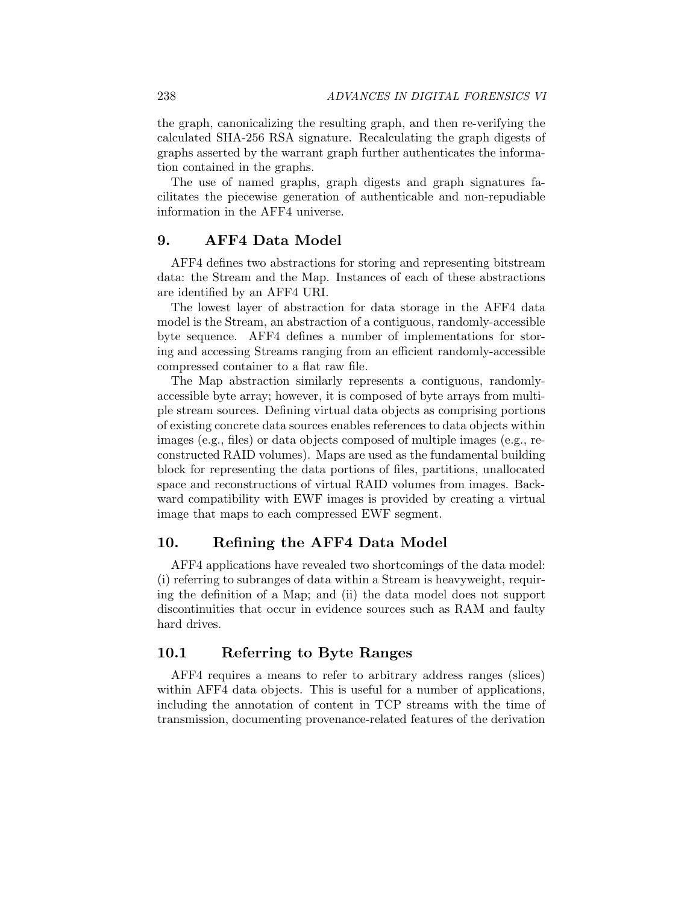the graph, canonicalizing the resulting graph, and then re-verifying the calculated SHA-256 RSA signature. Recalculating the graph digests of graphs asserted by the warrant graph further authenticates the information contained in the graphs.

The use of named graphs, graph digests and graph signatures facilitates the piecewise generation of authenticable and non-repudiable information in the AFF4 universe.

## 9. AFF4 Data Model

AFF4 defines two abstractions for storing and representing bitstream data: the Stream and the Map. Instances of each of these abstractions are identified by an AFF4 URI.

The lowest layer of abstraction for data storage in the AFF4 data model is the Stream, an abstraction of a contiguous, randomly-accessible byte sequence. AFF4 defines a number of implementations for storing and accessing Streams ranging from an efficient randomly-accessible compressed container to a flat raw file.

The Map abstraction similarly represents a contiguous, randomly-accessible byte array; however, it is composed of byte arrays from multiple stream sources. Defining virtual data objects as comprising portions of existing concrete data sources enables references to data objects within images (e.g., files) or data objects composed of multiple images (e.g., reconstructed RAID volumes). Maps are used as the fundamental building block for representing the data portions of files, partitions, unallocated space and reconstructions of virtual RAID volumes from images. Backward compatibility with EWF images is provided by creating a virtual image that maps to each compressed EWF segment.

## 10. Refining the AFF4 Data Model

AFF4 applications have revealed two shortcomings of the data model: (i) referring to subranges of data within a Stream is heavyweight, requiring the definition of a Map; and (ii) the data model does not support discontinuities that occur in evidence sources such as RAM and faulty hard drives.

### 10.1 Referring to Byte Ranges

AFF4 requires a means to refer to arbitrary address ranges (slices) within AFF4 data objects. This is useful for a number of applications, including the annotation of content in TCP streams with the time of transmission, documenting provenance-related features of the derivation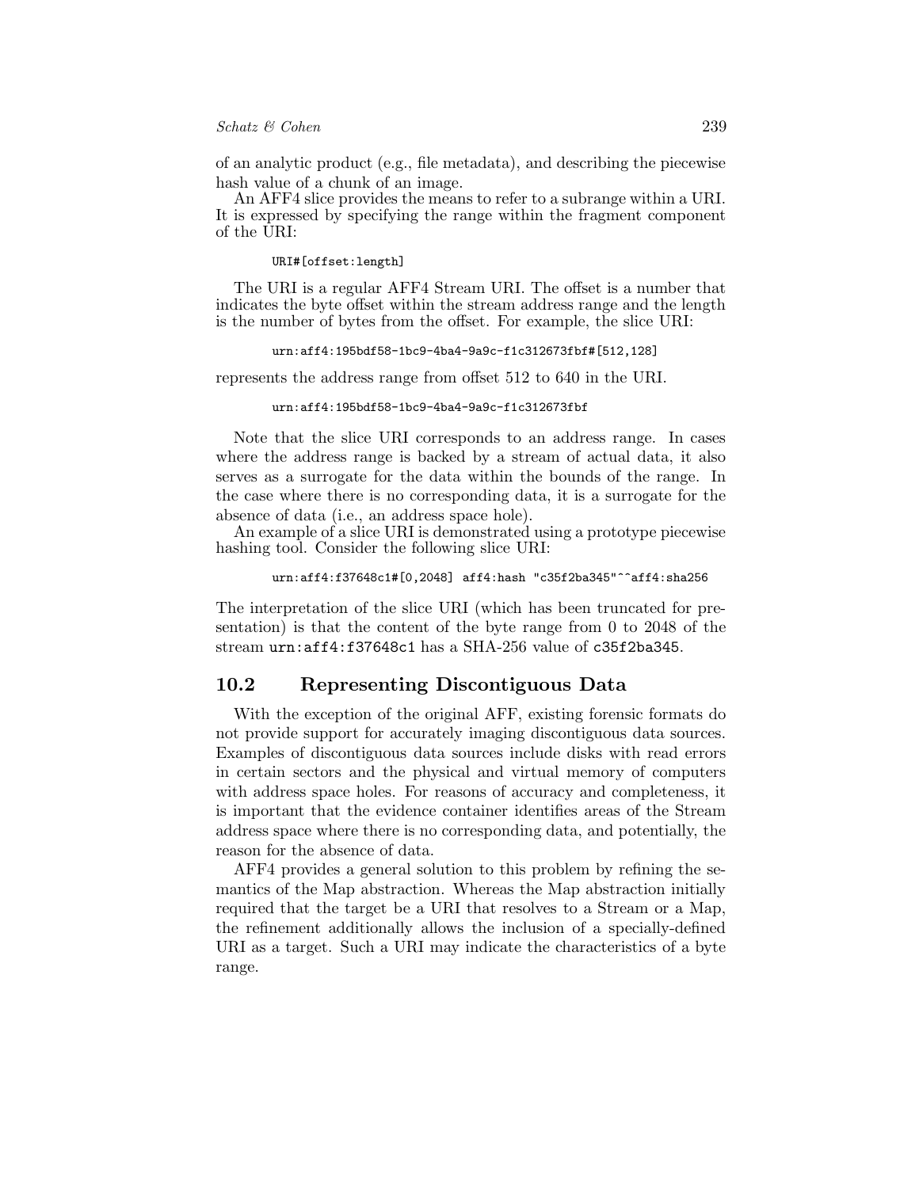of an analytic product (e.g., file metadata), and describing the piecewise hash value of a chunk of an image.

An AFF4 slice provides the means to refer to a subrange within a URI. It is expressed by specifying the range within the fragment component of the URI:

```
URI#[offset:length]
```

The URI is a regular AFF4 Stream URI. The offset is a number that indicates the byte offset within the stream address range and the length is the number of bytes from the offset. For example, the slice URI:

```
urn:aff4:195bdf58-1bc9-4ba4-9a9c-f1c312673fbf#[512,128]
```

represents the address range from offset 512 to 640 in the URI.

```
urn:aff4:195bdf58-1bc9-4ba4-9a9c-f1c312673fbf
```

Note that the slice URI corresponds to an address range. In cases where the address range is backed by a stream of actual data, it also serves as a surrogate for the data within the bounds of the range. In the case where there is no corresponding data, it is a surrogate for the absence of data (i.e., an address space hole).

An example of a slice URI is demonstrated using a prototype piecewise hashing tool. Consider the following slice URI:

```
urn:aff4:f37648c1#[0,2048] aff4:hash "c35f2ba345"^^aff4:sha256
```

The interpretation of the slice URI (which has been truncated for presentation) is that the content of the byte range from 0 to 2048 of the stream `urn:aff4:f37648c1` has a SHA-256 value of `c35f2ba345`.

## 10.2 Representing Discontiguous Data

With the exception of the original AFF, existing forensic formats do not provide support for accurately imaging discontiguous data sources. Examples of discontiguous data sources include disks with read errors in certain sectors and the physical and virtual memory of computers with address space holes. For reasons of accuracy and completeness, it is important that the evidence container identifies areas of the Stream address space where there is no corresponding data, and potentially, the reason for the absence of data.

AFF4 provides a general solution to this problem by refining the semantics of the Map abstraction. Whereas the Map abstraction initially required that the target be a URI that resolves to a Stream or a Map, the refinement additionally allows the inclusion of a specially-defined URI as a target. Such a URI may indicate the characteristics of a byte range.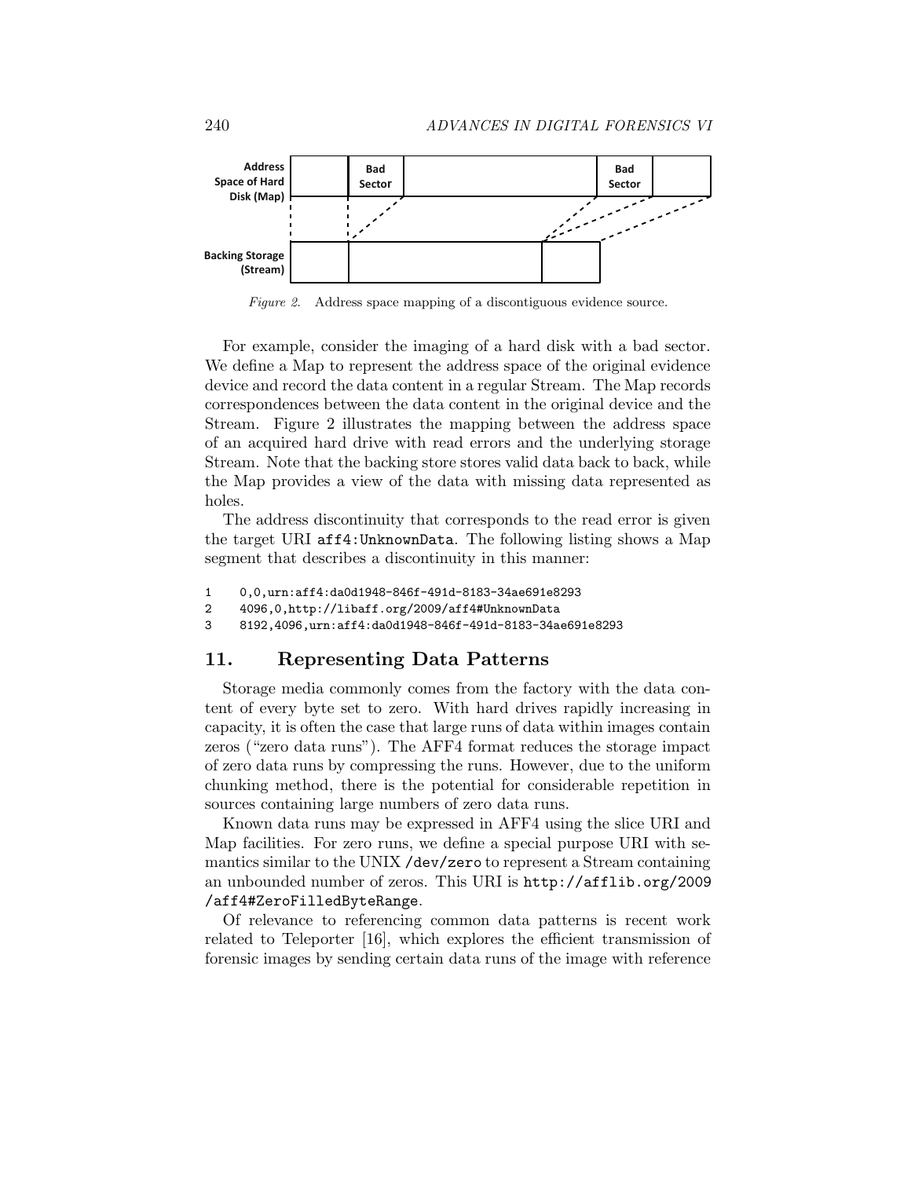*Figure 2.* Address space mapping of a discontiguous evidence source.

For example, consider the imaging of a hard disk with a bad sector. We define a Map to represent the address space of the original evidence device and record the data content in a regular Stream. The Map records correspondences between the data content in the original device and the Stream. Figure 2 illustrates the mapping between the address space of an acquired hard drive with read errors and the underlying storage Stream. Note that the backing store stores valid data back to back, while the Map provides a view of the data with missing data represented as holes.

The address discontinuity that corresponds to the read error is given the target URI `aff4:UnknownData`. The following listing shows a Map segment that describes a discontinuity in this manner:

```
1    0,0,urn:aff4:da0d1948-846f-491d-8183-34ae691e8293
2    4096,0,http://libaff.org/2009/aff4#UnknownData
3    8192,4096,urn:aff4:da0d1948-846f-491d-8183-34ae691e8293
```

## 11. Representing Data Patterns

Storage media commonly comes from the factory with the data content of every byte set to zero. With hard drives rapidly increasing in capacity, it is often the case that large runs of data within images contain zeros ("zero data runs"). The AFF4 format reduces the storage impact of zero data runs by compressing the runs. However, due to the uniform chunking method, there is the potential for considerable repetition in sources containing large numbers of zero data runs.

Known data runs may be expressed in AFF4 using the slice URI and Map facilities. For zero runs, we define a special purpose URI with semantics similar to the UNIX `/dev/zero` to represent a Stream containing an unbounded number of zeros. This URI is `http://afflib.org/2009/aff4#ZeroFilledByteRange`.

Of relevance to referencing common data patterns is recent work related to Teleporter [16], which explores the efficient transmission of forensic images by sending certain data runs of the image with reference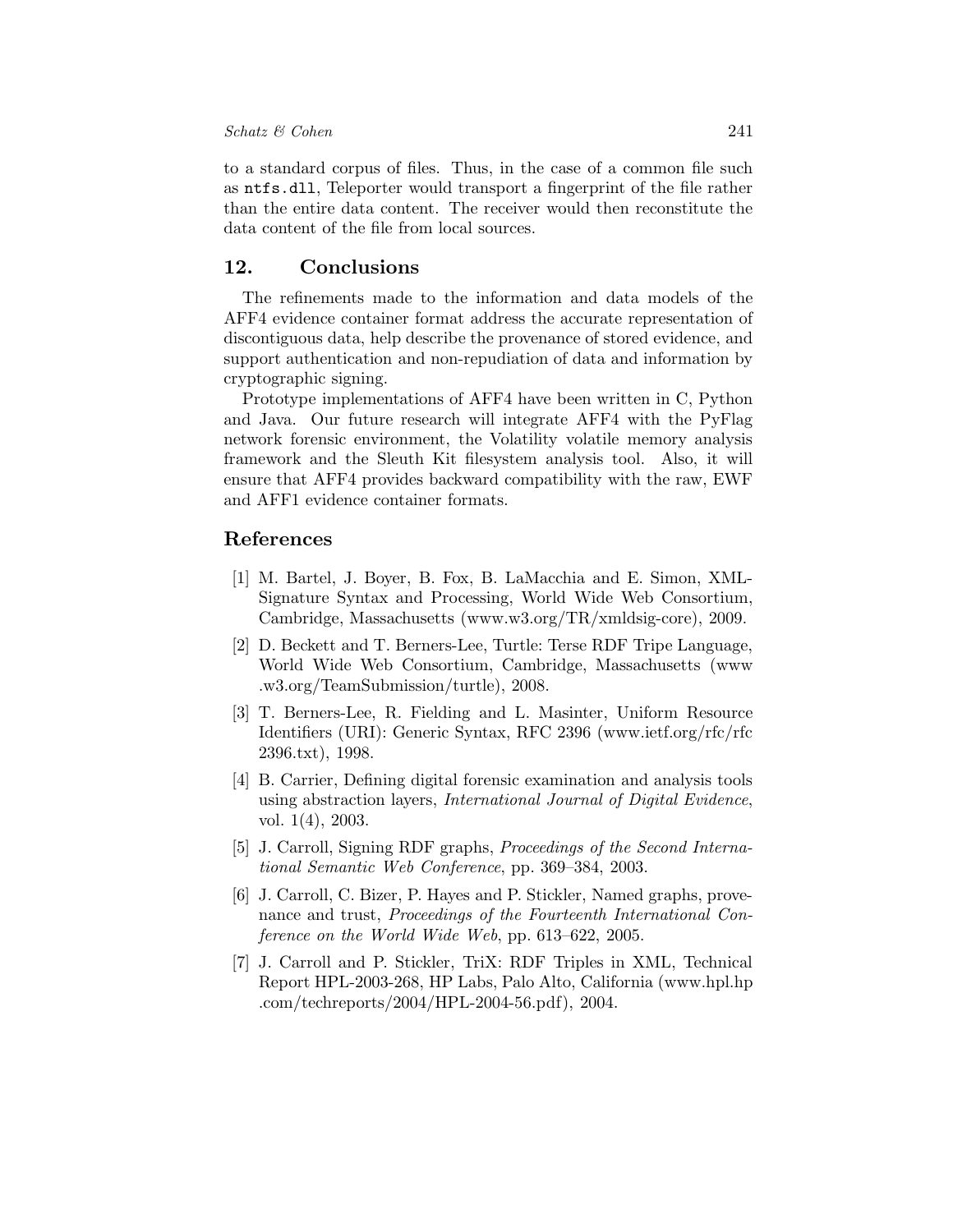to a standard corpus of files. Thus, in the case of a common file such as `ntfs.dll`, Teleporter would transport a fingerprint of the file rather than the entire data content. The receiver would then reconstitute the data content of the file from local sources.

## 12. Conclusions

The refinements made to the information and data models of the AFF4 evidence container format address the accurate representation of discontiguous data, help describe the provenance of stored evidence, and support authentication and non-repudiation of data and information by cryptographic signing.

Prototype implementations of AFF4 have been written in C, Python and Java. Our future research will integrate AFF4 with the PyFlag network forensic environment, the Volatility volatile memory analysis framework and the Sleuth Kit filesystem analysis tool. Also, it will ensure that AFF4 provides backward compatibility with the raw, EWF and AFF1 evidence container formats.

## References

[1] M. Bartel, J. Boyer, B. Fox, B. LaMacchia and E. Simon, XML-Signature Syntax and Processing, World Wide Web Consortium, Cambridge, Massachusetts (www.w3.org/TR/xmldsig-core), 2009.

[2] D. Beckett and T. Berners-Lee, Turtle: Terse RDF Tripe Language, World Wide Web Consortium, Cambridge, Massachusetts (www.w3.org/TeamSubmission/turtle), 2008.

[3] T. Berners-Lee, R. Fielding and L. Masinter, Uniform Resource Identifiers (URI): Generic Syntax, RFC 2396 (www.ietf.org/rfc/rfc2396.txt), 1998.

[4] B. Carrier, Defining digital forensic examination and analysis tools using abstraction layers, *International Journal of Digital Evidence*, vol. 1(4), 2003.

[5] J. Carroll, Signing RDF graphs, *Proceedings of the Second International Semantic Web Conference*, pp. 369–384, 2003.

[6] J. Carroll, C. Bizer, P. Hayes and P. Stickler, Named graphs, provenance and trust, *Proceedings of the Fourteenth International Conference on the World Wide Web*, pp. 613–622, 2005.

[7] J. Carroll and P. Stickler, TriX: RDF Triples in XML, Technical Report HPL-2003-268, HP Labs, Palo Alto, California (www.hpl.hp.com/techreports/2004/HPL-2004-56.pdf), 2004.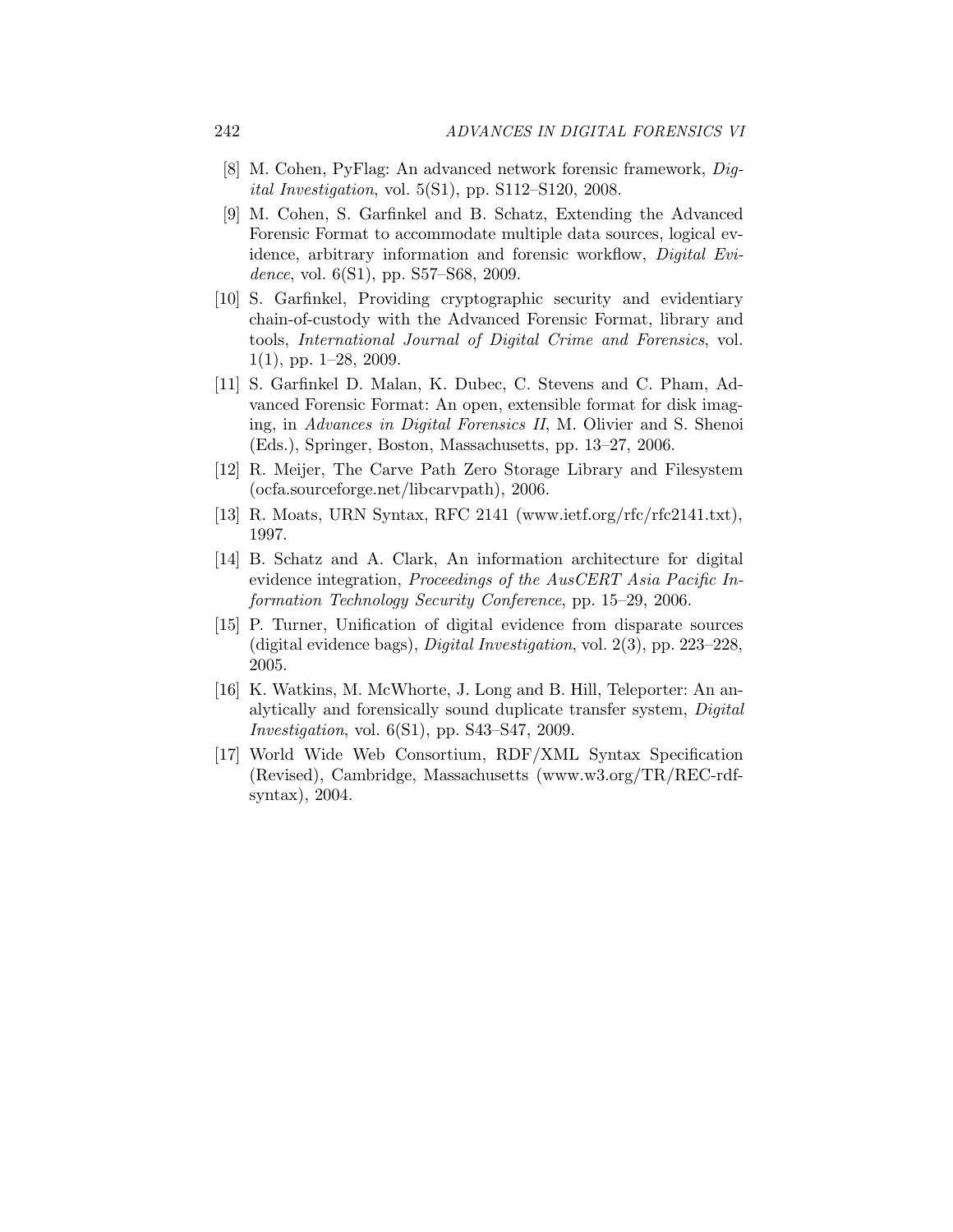[8] M. Cohen, PyFlag: An advanced network forensic framework, *Digital Investigation*, vol. 5(S1), pp. S112–S120, 2008.

[9] M. Cohen, S. Garfinkel and B. Schatz, Extending the Advanced Forensic Format to accommodate multiple data sources, logical evidence, arbitrary information and forensic workflow, *Digital Evidence*, vol. 6(S1), pp. S57–S68, 2009.

[10] S. Garfinkel, Providing cryptographic security and evidentiary chain-of-custody with the Advanced Forensic Format, library and tools, *International Journal of Digital Crime and Forensics*, vol. 1(1), pp. 1–28, 2009.

[11] S. Garfinkel D. Malan, K. Dubec, C. Stevens and C. Pham, Advanced Forensic Format: An open, extensible format for disk imaging, in *Advances in Digital Forensics II*, M. Olivier and S. Shenoi (Eds.), Springer, Boston, Massachusetts, pp. 13–27, 2006.

[12] R. Meijer, The Carve Path Zero Storage Library and Filesystem (ocfa.sourceforge.net/libcarvpath), 2006.

[13] R. Moats, URN Syntax, RFC 2141 (www.ietf.org/rfc/rfc2141.txt), 1997.

[14] B. Schatz and A. Clark, An information architecture for digital evidence integration, *Proceedings of the AusCERT Asia Pacific Information Technology Security Conference*, pp. 15–29, 2006.

[15] P. Turner, Unification of digital evidence from disparate sources (digital evidence bags), *Digital Investigation*, vol. 2(3), pp. 223–228, 2005.

[16] K. Watkins, M. McWhorte, J. Long and B. Hill, Teleporter: An analytically and forensically sound duplicate transfer system, *Digital Investigation*, vol. 6(S1), pp. S43–S47, 2009.

[17] World Wide Web Consortium, RDF/XML Syntax Specification (Revised), Cambridge, Massachusetts (www.w3.org/TR/REC-rdf-syntax), 2004.